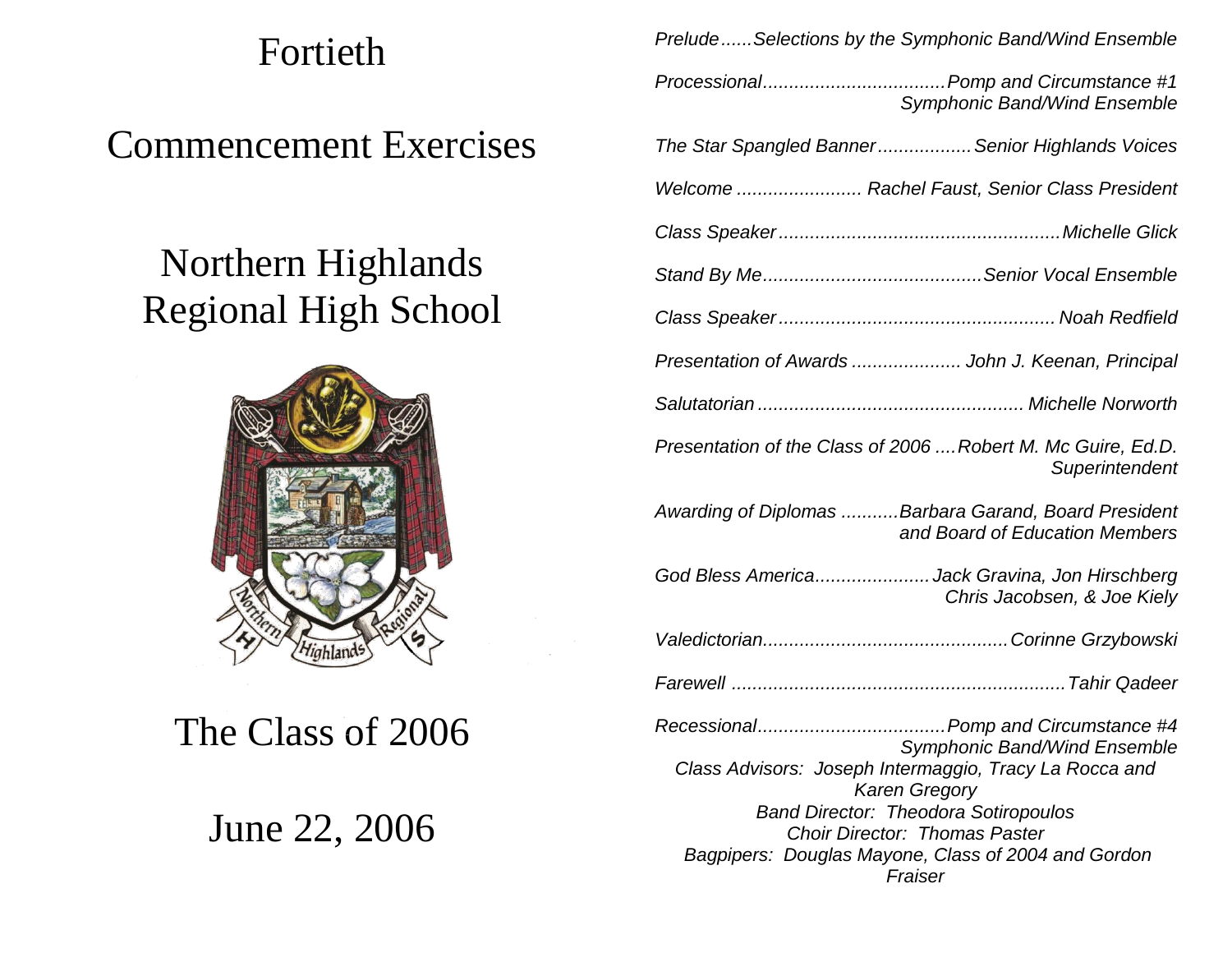# Fortieth

# Commencement Exercises

# Northern Highlands Regional High School

## The Class of 2006

## June 22, 2006

*Prelude......Selections by the Symphonic Band/Wind Ensemble*

*Processional..................................Pomp and Circumstance #1*
*Symphonic Band/Wind Ensemble*

*The Star Spangled Banner.................Senior Highlands Voices*

*Welcome ....................... Rachel Faust, Senior Class President*

*Class Speaker....................................................Michelle Glick*

*Stand By Me.........................................Senior Vocal Ensemble*

*Class Speaker................................................... Noah Redfield*

*Presentation of Awards .................... John J. Keenan, Principal*

*Salutatorian ................................................. Michelle Norworth*

*Presentation of the Class of 2006 ....Robert M. Mc Guire, Ed.D.*
*Superintendent*

*Awarding of Diplomas ...........Barbara Garand, Board President*
*and Board of Education Members*

*God Bless America.....................Jack Gravina, Jon Hirschberg*
*Chris Jacobsen, & Joe Kiely*

*Valedictorian.............................................Corinne Grzybowski*

*Farewell ..............................................................Tahir Qadeer*

*Recessional...................................Pomp and Circumstance #4*
*Symphonic Band/Wind Ensemble*

*Class Advisors: Joseph Intermaggio, Tracy La Rocca and Karen Gregory*

*Band Director: Theodora Sotiropoulos*

*Choir Director: Thomas Paster*

*Bagpipers: Douglas Mayone, Class of 2004 and Gordon Fraiser*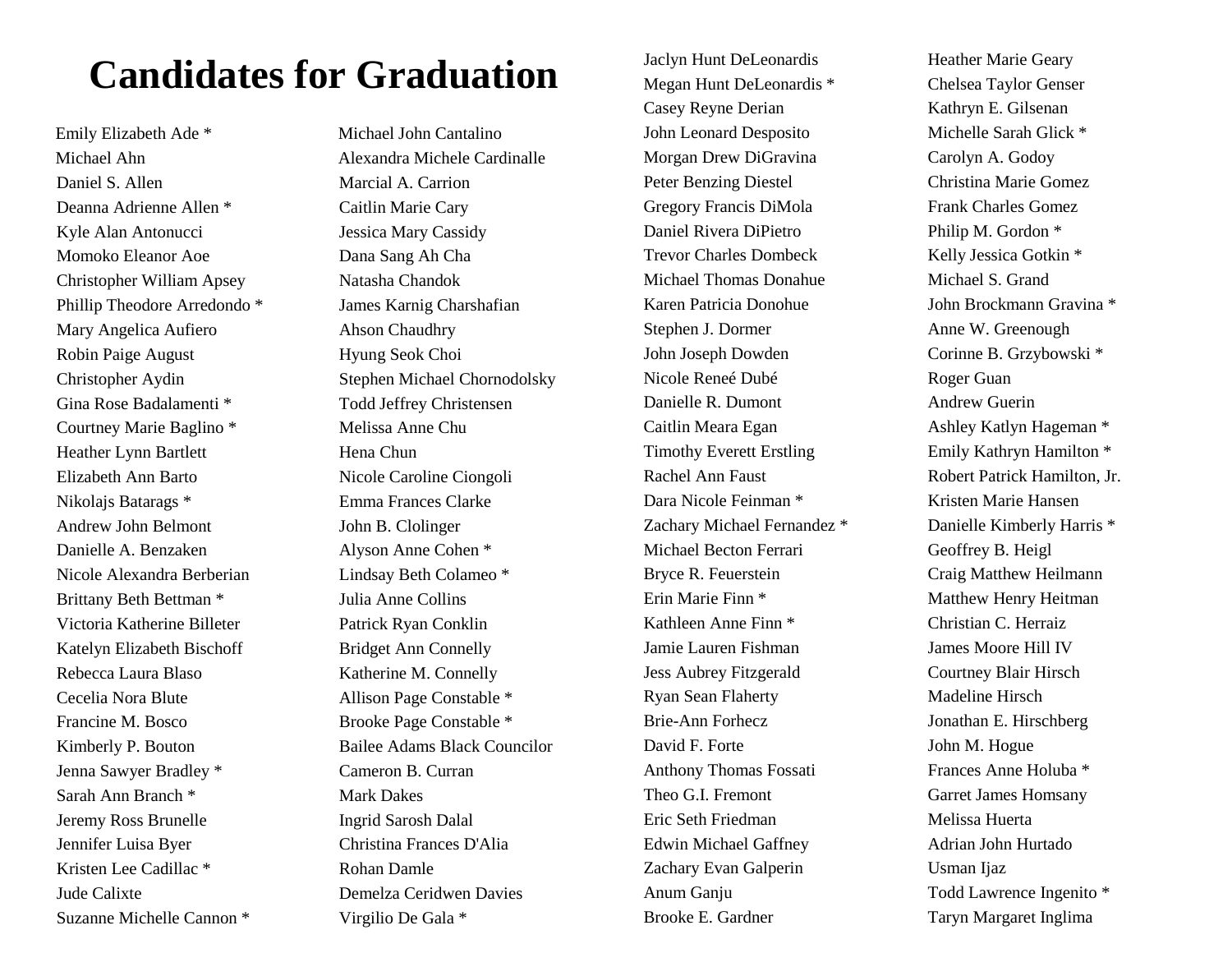# Candidates for Graduation

Emily Elizabeth Ade *
Michael Ahn
Daniel S. Allen
Deanna Adrienne Allen *
Kyle Alan Antonucci
Momoko Eleanor Aoe
Christopher William Apsey
Phillip Theodore Arredondo *
Mary Angelica Aufiero
Robin Paige August
Christopher Aydin
Gina Rose Badalamenti *
Courtney Marie Baglino *
Heather Lynn Bartlett
Elizabeth Ann Barto
Nikolajs Batarags *
Andrew John Belmont
Danielle A. Benzaken
Nicole Alexandra Berberian
Brittany Beth Bettman *
Victoria Katherine Billeter
Katelyn Elizabeth Bischoff
Rebecca Laura Blaso
Cecelia Nora Blute
Francine M. Bosco
Kimberly P. Bouton
Jenna Sawyer Bradley *
Sarah Ann Branch *
Jeremy Ross Brunelle
Jennifer Luisa Byer
Kristen Lee Cadillac *
Jude Calixte
Suzanne Michelle Cannon *

Michael John Cantalino
Alexandra Michele Cardinalle
Marcial A. Carrion
Caitlin Marie Cary
Jessica Mary Cassidy
Dana Sang Ah Cha
Natasha Chandok
James Karnig Charshafian
Ahson Chaudhry
Hyung Seok Choi
Stephen Michael Chornodolsky
Todd Jeffrey Christensen
Melissa Anne Chu
Hena Chun
Nicole Caroline Ciongoli
Emma Frances Clarke
John B. Clolinger
Alyson Anne Cohen *
Lindsay Beth Colameo *
Julia Anne Collins
Patrick Ryan Conklin
Bridget Ann Connelly
Katherine M. Connelly
Allison Page Constable *
Brooke Page Constable *
Bailee Adams Black Councilor
Cameron B. Curran
Mark Dakes
Ingrid Sarosh Dalal
Christina Frances D'Alia
Rohan Damle
Demelza Ceridwen Davies
Virgilio De Gala *

Jaclyn Hunt DeLeonardis
Megan Hunt DeLeonardis *
Casey Reyne Derian
John Leonard Desposito
Morgan Drew DiGravina
Peter Benzing Diestel
Gregory Francis DiMola
Daniel Rivera DiPietro
Trevor Charles Dombeck
Michael Thomas Donahue
Karen Patricia Donohue
Stephen J. Dormer
John Joseph Dowden
Nicole Reneé Dubé
Danielle R. Dumont
Caitlin Meara Egan
Timothy Everett Erstling
Rachel Ann Faust
Dara Nicole Feinman *
Zachary Michael Fernandez *
Michael Becton Ferrari
Bryce R. Feuerstein
Erin Marie Finn *
Kathleen Anne Finn *
Jamie Lauren Fishman
Jess Aubrey Fitzgerald
Ryan Sean Flaherty
Brie-Ann Forhecz
David F. Forte
Anthony Thomas Fossati
Theo G.I. Fremont
Eric Seth Friedman
Edwin Michael Gaffney
Zachary Evan Galperin
Anum Ganju
Brooke E. Gardner

Heather Marie Geary
Chelsea Taylor Genser
Kathryn E. Gilsenan
Michelle Sarah Glick *
Carolyn A. Godoy
Christina Marie Gomez
Frank Charles Gomez
Philip M. Gordon *
Kelly Jessica Gotkin *
Michael S. Grand
John Brockmann Gravina *
Anne W. Greenough
Corinne B. Grzybowski *
Roger Guan
Andrew Guerin
Ashley Katlyn Hageman *
Emily Kathryn Hamilton *
Robert Patrick Hamilton, Jr.
Kristen Marie Hansen
Danielle Kimberly Harris *
Geoffrey B. Heigl
Craig Matthew Heilmann
Matthew Henry Heitman
Christian C. Herraiz
James Moore Hill IV
Courtney Blair Hirsch
Madeline Hirsch
Jonathan E. Hirschberg
John M. Hogue
Frances Anne Holuba *
Garret James Homsany
Melissa Huerta
Adrian John Hurtado
Usman Ijaz
Todd Lawrence Ingenito *
Taryn Margaret Inglima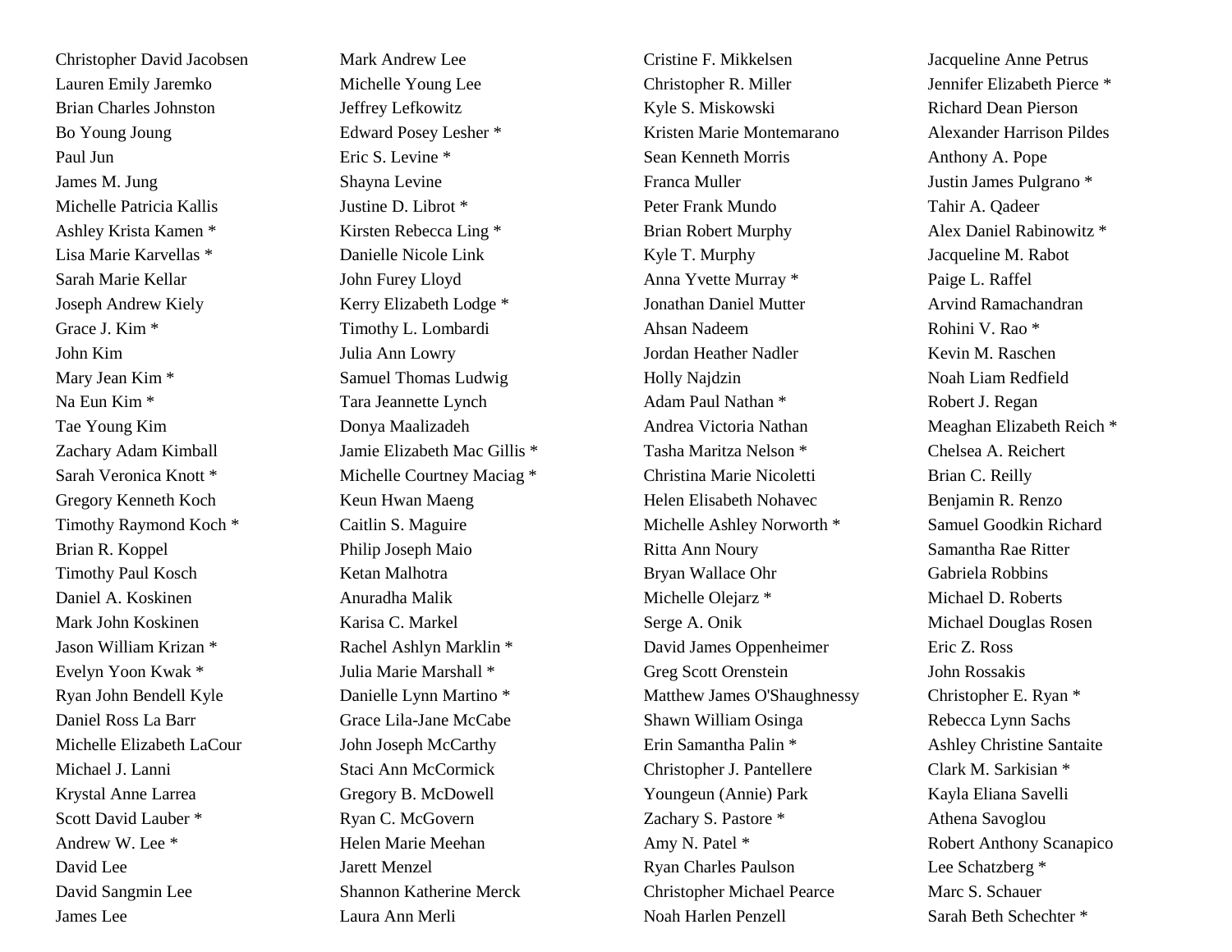Christopher David Jacobsen
Lauren Emily Jaremko
Brian Charles Johnston
Bo Young Joung
Paul Jun
James M. Jung
Michelle Patricia Kallis
Ashley Krista Kamen *
Lisa Marie Karvellas *
Sarah Marie Kellar
Joseph Andrew Kiely
Grace J. Kim *
John Kim
Mary Jean Kim *
Na Eun Kim *
Tae Young Kim
Zachary Adam Kimball
Sarah Veronica Knott *
Gregory Kenneth Koch
Timothy Raymond Koch *
Brian R. Koppel
Timothy Paul Kosch
Daniel A. Koskinen
Mark John Koskinen
Jason William Krizan *
Evelyn Yoon Kwak *
Ryan John Bendell Kyle
Daniel Ross La Barr
Michelle Elizabeth LaCour
Michael J. Lanni
Krystal Anne Larrea
Scott David Lauber *
Andrew W. Lee *
David Lee
David Sangmin Lee
James Lee

Mark Andrew Lee
Michelle Young Lee
Jeffrey Lefkowitz
Edward Posey Lesher *
Eric S. Levine *
Shayna Levine
Justine D. Librot *
Kirsten Rebecca Ling *
Danielle Nicole Link
John Furey Lloyd
Kerry Elizabeth Lodge *
Timothy L. Lombardi
Julia Ann Lowry
Samuel Thomas Ludwig
Tara Jeannette Lynch
Donya Maalizadeh
Jamie Elizabeth Mac Gillis *
Michelle Courtney Maciag *
Keun Hwan Maeng
Caitlin S. Maguire
Philip Joseph Maio
Ketan Malhotra
Anuradha Malik
Karisa C. Markel
Rachel Ashlyn Marklin *
Julia Marie Marshall *
Danielle Lynn Martino *
Grace Lila-Jane McCabe
John Joseph McCarthy
Staci Ann McCormick
Gregory B. McDowell
Ryan C. McGovern
Helen Marie Meehan
Jarett Menzel
Shannon Katherine Merck
Laura Ann Merli

Cristine F. Mikkelsen
Christopher R. Miller
Kyle S. Miskowski
Kristen Marie Montemarano
Sean Kenneth Morris
Franca Muller
Peter Frank Mundo
Brian Robert Murphy
Kyle T. Murphy
Anna Yvette Murray *
Jonathan Daniel Mutter
Ahsan Nadeem
Jordan Heather Nadler
Holly Najdzin
Adam Paul Nathan *
Andrea Victoria Nathan
Tasha Maritza Nelson *
Christina Marie Nicoletti
Helen Elisabeth Nohavec
Michelle Ashley Norworth *
Ritta Ann Noury
Bryan Wallace Ohr
Michelle Olejarz *
Serge A. Onik
David James Oppenheimer
Greg Scott Orenstein
Matthew James O'Shaughnessy
Shawn William Osinga
Erin Samantha Palin *
Christopher J. Pantellere
Youngeun (Annie) Park
Zachary S. Pastore *
Amy N. Patel *
Ryan Charles Paulson
Christopher Michael Pearce
Noah Harlen Penzell

Jacqueline Anne Petrus
Jennifer Elizabeth Pierce *
Richard Dean Pierson
Alexander Harrison Pildes
Anthony A. Pope
Justin James Pulgrano *
Tahir A. Qadeer
Alex Daniel Rabinowitz *
Jacqueline M. Rabot
Paige L. Raffel
Arvind Ramachandran
Rohini V. Rao *
Kevin M. Raschen
Noah Liam Redfield
Robert J. Regan
Meaghan Elizabeth Reich *
Chelsea A. Reichert
Brian C. Reilly
Benjamin R. Renzo
Samuel Goodkin Richard
Samantha Rae Ritter
Gabriela Robbins
Michael D. Roberts
Michael Douglas Rosen
Eric Z. Ross
John Rossakis
Christopher E. Ryan *
Rebecca Lynn Sachs
Ashley Christine Santaite
Clark M. Sarkisian *
Kayla Eliana Savelli
Athena Savoglou
Robert Anthony Scanapico
Lee Schatzberg *
Marc S. Schauer
Sarah Beth Schechter *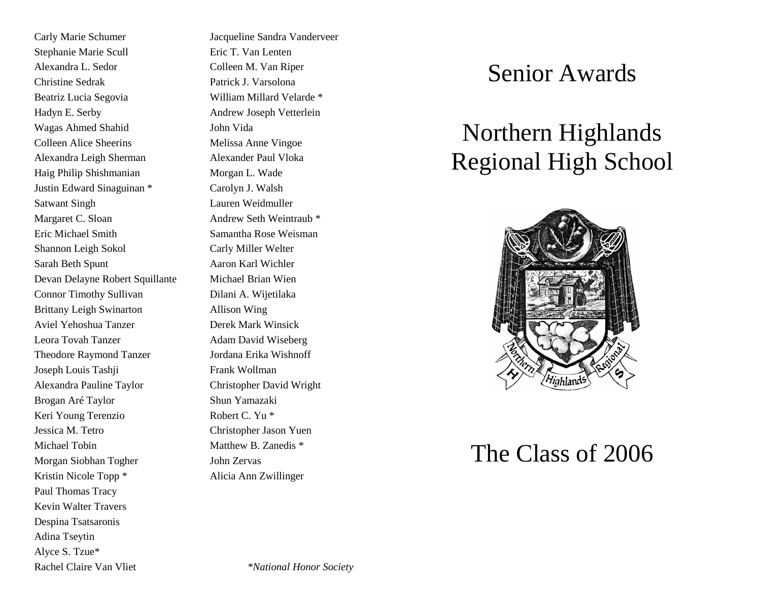Carly Marie Schumer
Stephanie Marie Scull
Alexandra L. Sedor
Christine Sedrak
Beatriz Lucia Segovia
Hadyn E. Serby
Wagas Ahmed Shahid
Colleen Alice Sheerins
Alexandra Leigh Sherman
Haig Philip Shishmanian
Justin Edward Sinaguinan *
Satwant Singh
Margaret C. Sloan
Eric Michael Smith
Shannon Leigh Sokol
Sarah Beth Spunt
Devan Delayne Robert Squillante
Connor Timothy Sullivan
Brittany Leigh Swinarton
Aviel Yehoshua Tanzer
Leora Tovah Tanzer
Theodore Raymond Tanzer
Joseph Louis Tashji
Alexandra Pauline Taylor
Brogan Aré Taylor
Keri Young Terenzio
Jessica M. Tetro
Michael Tobin
Morgan Siobhan Togher
Kristin Nicole Topp *
Paul Thomas Tracy
Kevin Walter Travers
Despina Tsatsaronis
Adina Tseytin
Alyce S. Tzue*
Rachel Claire Van Vliet
Jacqueline Sandra Vanderveer
Eric T. Van Lenten
Colleen M. Van Riper
Patrick J. Varsolona
William Millard Velarde *
Andrew Joseph Vetterlein
John Vida
Melissa Anne Vingoe
Alexander Paul Vloka
Morgan L. Wade
Carolyn J. Walsh
Lauren Weidmuller
Andrew Seth Weintraub *
Samantha Rose Weisman
Carly Miller Welter
Aaron Karl Wichler
Michael Brian Wien
Dilani A. Wijetilaka
Allison Wing
Derek Mark Winsick
Adam David Wiseberg
Jordana Erika Wishnoff
Frank Wollman
Christopher David Wright
Shun Yamazaki
Robert C. Yu *
Christopher Jason Yuen
Matthew B. Zanedis *
John Zervas
Alicia Ann Zwillinger

*\*National Honor Society*

# Senior Awards

# Northern Highlands Regional High School

# The Class of 2006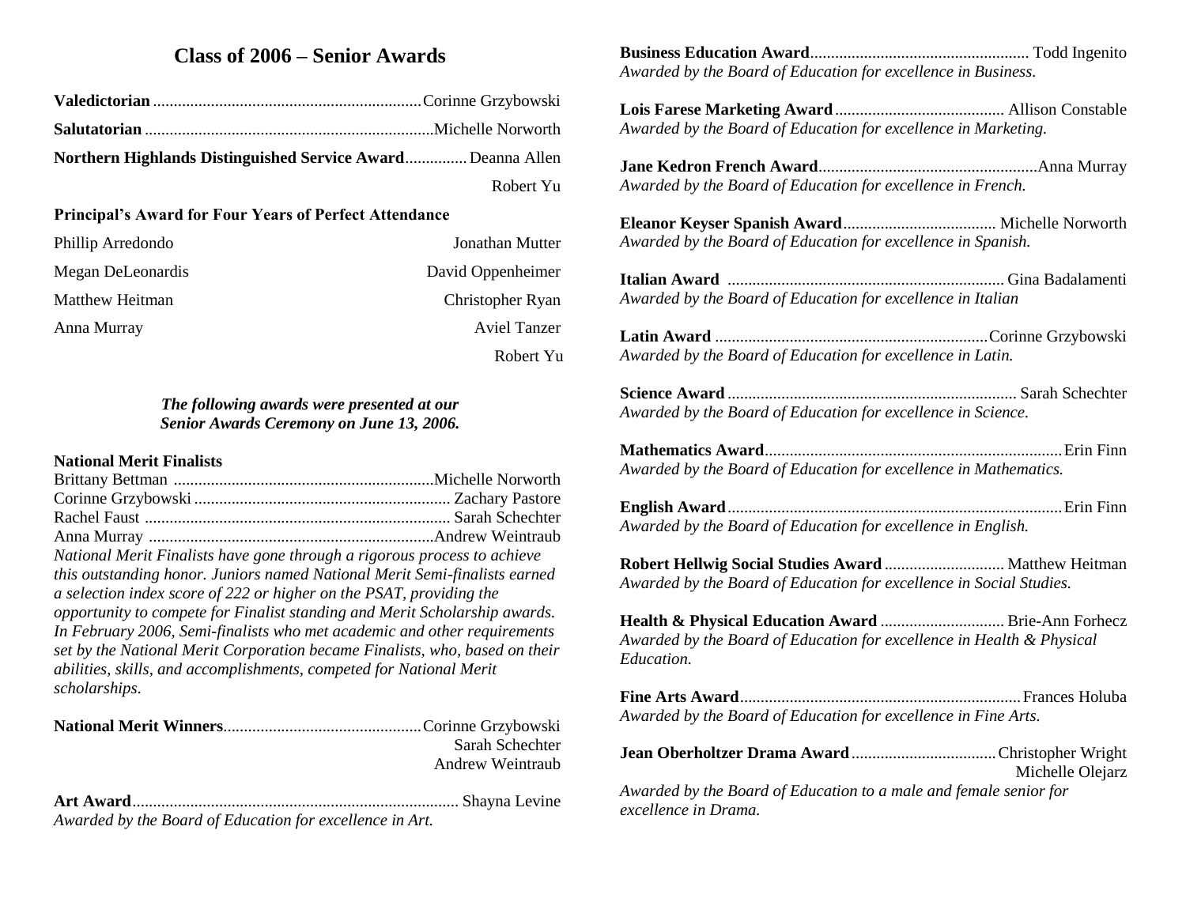## Class of 2006 – Senior Awards

**Valedictorian** .................. Corinne Grzybowski

**Salutatorian** .................. Michelle Norworth

**Northern Highlands Distinguished Service Award** .................. Deanna Allen
Robert Yu

**Principal's Award for Four Years of Perfect Attendance**

| | |
|---|---|
| Phillip Arredondo | Jonathan Mutter |
| Megan DeLeonardis | David Oppenheimer |
| Matthew Heitman | Christopher Ryan |
| Anna Murray | Aviel Tanzer |
| | Robert Yu |

***The following awards were presented at our Senior Awards Ceremony on June 13, 2006.***

**National Merit Finalists**

| | |
|---|---|
| Brittany Bettman | Michelle Norworth |
| Corinne Grzybowski | Zachary Pastore |
| Rachel Faust | Sarah Schechter |
| Anna Murray | Andrew Weintraub |

*National Merit Finalists have gone through a rigorous process to achieve this outstanding honor. Juniors named National Merit Semi-finalists earned a selection index score of 222 or higher on the PSAT, providing the opportunity to compete for Finalist standing and Merit Scholarship awards. In February 2006, Semi-finalists who met academic and other requirements set by the National Merit Corporation became Finalists, who, based on their abilities, skills, and accomplishments, competed for National Merit scholarships.*

**National Merit Winners** .................. Corinne Grzybowski
Sarah Schechter
Andrew Weintraub

**Art Award** .................. Shayna Levine
*Awarded by the Board of Education for excellence in Art.*

**Business Education Award** .................. Todd Ingenito
*Awarded by the Board of Education for excellence in Business.*

**Lois Farese Marketing Award** .................. Allison Constable
*Awarded by the Board of Education for excellence in Marketing.*

**Jane Kedron French Award** .................. Anna Murray
*Awarded by the Board of Education for excellence in French.*

**Eleanor Keyser Spanish Award** .................. Michelle Norworth
*Awarded by the Board of Education for excellence in Spanish.*

**Italian Award** .................. Gina Badalamenti
*Awarded by the Board of Education for excellence in Italian*

**Latin Award** .................. Corinne Grzybowski
*Awarded by the Board of Education for excellence in Latin.*

**Science Award** .................. Sarah Schechter
*Awarded by the Board of Education for excellence in Science.*

**Mathematics Award** .................. Erin Finn
*Awarded by the Board of Education for excellence in Mathematics.*

**English Award** .................. Erin Finn
*Awarded by the Board of Education for excellence in English.*

**Robert Hellwig Social Studies Award** .................. Matthew Heitman
*Awarded by the Board of Education for excellence in Social Studies.*

**Health & Physical Education Award** .................. Brie-Ann Forhecz
*Awarded by the Board of Education for excellence in Health & Physical Education.*

**Fine Arts Award** .................. Frances Holuba
*Awarded by the Board of Education for excellence in Fine Arts.*

**Jean Oberholtzer Drama Award** .................. Christopher Wright
Michelle Olejarz
*Awarded by the Board of Education to a male and female senior for excellence in Drama.*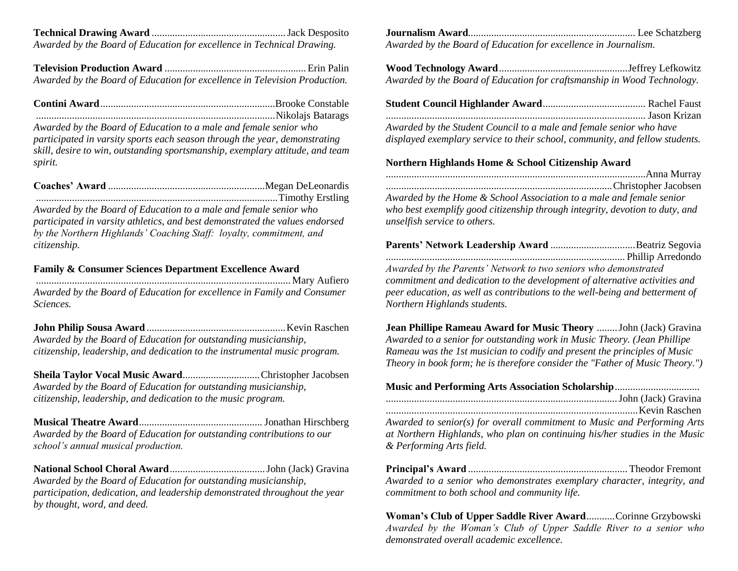**Technical Drawing Award** .................................................... Jack Desposito
*Awarded by the Board of Education for excellence in Technical Drawing.*

**Television Production Award** ....................................................... Erin Palin
*Awarded by the Board of Education for excellence in Television Production.*

**Contini Award**...................................................................Brooke Constable
.............................................................................................Nikolajs Batarags
*Awarded by the Board of Education to a male and female senior who participated in varsity sports each season through the year, demonstrating skill, desire to win, outstanding sportsmanship, exemplary attitude, and team spirit.*

**Coaches' Award** .............................................................Megan DeLeonardis
.............................................................................................Timothy Erstling
*Awarded by the Board of Education to a male and female senior who participated in varsity athletics, and best demonstrated the values endorsed by the Northern Highlands' Coaching Staff: loyalty, commitment, and citizenship.*

**Family & Consumer Sciences Department Excellence Award**
.................................................................................................. Mary Aufiero
*Awarded by the Board of Education for excellence in Family and Consumer Sciences.*

**John Philip Sousa Award** ...................................................... Kevin Raschen
*Awarded by the Board of Education for outstanding musicianship, citizenship, leadership, and dedication to the instrumental music program.*

**Sheila Taylor Vocal Music Award**.............................Christopher Jacobsen
*Awarded by the Board of Education for outstanding musicianship, citizenship, leadership, and dedication to the music program.*

**Musical Theatre Award**................................................ Jonathan Hirschberg
*Awarded by the Board of Education for outstanding contributions to our school's annual musical production.*

**National School Choral Award**..................................... John (Jack) Gravina
*Awarded by the Board of Education for outstanding musicianship, participation, dedication, and leadership demonstrated throughout the year by thought, word, and deed.*

**Journalism Award**................................................................ Lee Schatzberg
*Awarded by the Board of Education for excellence in Journalism.*

**Wood Technology Award**..................................................Jeffrey Lefkowitz
*Awarded by the Board of Education for craftsmanship in Wood Technology.*

**Student Council Highlander Award**........................................ Rachel Faust
.................................................................................................... Jason Krizan
*Awarded by the Student Council to a male and female senior who have displayed exemplary service to their school, community, and fellow students.*

**Northern Highlands Home & School Citizenship Award**
.....................................................................................................Anna Murray
.......................................................................................Christopher Jacobsen
*Awarded by the Home & School Association to a male and female senior who best exemplify good citizenship through integrity, devotion to duty, and unselfish service to others.*

**Parents' Network Leadership Award** .................................Beatriz Segovia
............................................................................................ Phillip Arredondo
*Awarded by the Parents' Network to two seniors who demonstrated commitment and dedication to the development of alternative activities and peer education, as well as contributions to the well-being and betterment of Northern Highlands students.*

**Jean Phillipe Rameau Award for Music Theory** ........John (Jack) Gravina
*Awarded to a senior for outstanding work in Music Theory. (Jean Phillipe Rameau was the 1st musician to codify and present the principles of Music Theory in book form; he is therefore consider the "Father of Music Theory.")*

**Music and Performing Arts Association Scholarship**.................................
.........................................................................................John (Jack) Gravina
.................................................................................................Kevin Raschen
*Awarded to senior(s) for overall commitment to Music and Performing Arts at Northern Highlands, who plan on continuing his/her studies in the Music & Performing Arts field.*

**Principal's Award** ............................................................. Theodor Fremont
*Awarded to a senior who demonstrates exemplary character, integrity, and commitment to both school and community life.*

**Woman's Club of Upper Saddle River Award**...........Corinne Grzybowski
*Awarded by the Woman's Club of Upper Saddle River to a senior who demonstrated overall academic excellence.*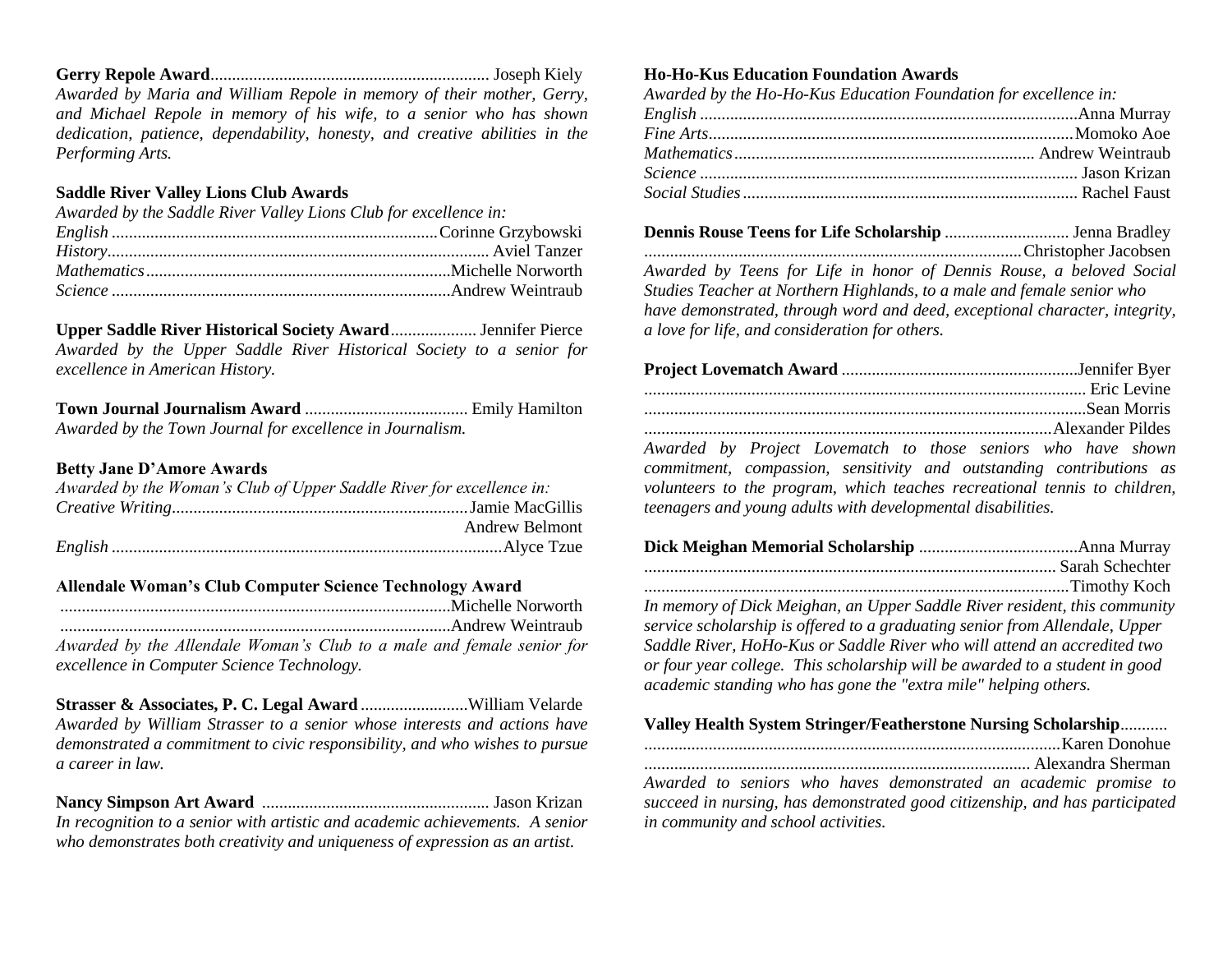**Gerry Repole Award** ..... Joseph Kiely

*Awarded by Maria and William Repole in memory of their mother, Gerry, and Michael Repole in memory of his wife, to a senior who has shown dedication, patience, dependability, honesty, and creative abilities in the Performing Arts.*

**Saddle River Valley Lions Club Awards**

*Awarded by the Saddle River Valley Lions Club for excellence in:*

*English* ..... Corinne Grzybowski
*History* ..... Aviel Tanzer
*Mathematics* ..... Michelle Norworth
*Science* ..... Andrew Weintraub

**Upper Saddle River Historical Society Award** ..... Jennifer Pierce

*Awarded by the Upper Saddle River Historical Society to a senior for excellence in American History.*

**Town Journal Journalism Award** ..... Emily Hamilton

*Awarded by the Town Journal for excellence in Journalism.*

**Betty Jane D'Amore Awards**

*Awarded by the Woman's Club of Upper Saddle River for excellence in:*

*Creative Writing* ..... Jamie MacGillis
Andrew Belmont
*English* ..... Alyce Tzue

**Allendale Woman's Club Computer Science Technology Award**

..... Michelle Norworth
..... Andrew Weintraub

*Awarded by the Allendale Woman's Club to a male and female senior for excellence in Computer Science Technology.*

**Strasser & Associates, P. C. Legal Award** ..... William Velarde

*Awarded by William Strasser to a senior whose interests and actions have demonstrated a commitment to civic responsibility, and who wishes to pursue a career in law.*

**Nancy Simpson Art Award** ..... Jason Krizan

*In recognition to a senior with artistic and academic achievements. A senior who demonstrates both creativity and uniqueness of expression as an artist.*

**Ho-Ho-Kus Education Foundation Awards**

*Awarded by the Ho-Ho-Kus Education Foundation for excellence in:*

*English* ..... Anna Murray
*Fine Arts* ..... Momoko Aoe
*Mathematics* ..... Andrew Weintraub
*Science* ..... Jason Krizan
*Social Studies* ..... Rachel Faust

**Dennis Rouse Teens for Life Scholarship** ..... Jenna Bradley
..... Christopher Jacobsen

*Awarded by Teens for Life in honor of Dennis Rouse, a beloved Social Studies Teacher at Northern Highlands, to a male and female senior who have demonstrated, through word and deed, exceptional character, integrity, a love for life, and consideration for others.*

**Project Lovematch Award** ..... Jennifer Byer
..... Eric Levine
..... Sean Morris
..... Alexander Pildes

*Awarded by Project Lovematch to those seniors who have shown commitment, compassion, sensitivity and outstanding contributions as volunteers to the program, which teaches recreational tennis to children, teenagers and young adults with developmental disabilities.*

**Dick Meighan Memorial Scholarship** ..... Anna Murray
..... Sarah Schechter
..... Timothy Koch

*In memory of Dick Meighan, an Upper Saddle River resident, this community service scholarship is offered to a graduating senior from Allendale, Upper Saddle River, HoHo-Kus or Saddle River who will attend an accredited two or four year college. This scholarship will be awarded to a student in good academic standing who has gone the "extra mile" helping others.*

**Valley Health System Stringer/Featherstone Nursing Scholarship** .....
..... Karen Donohue
..... Alexandra Sherman

*Awarded to seniors who haves demonstrated an academic promise to succeed in nursing, has demonstrated good citizenship, and has participated in community and school activities.*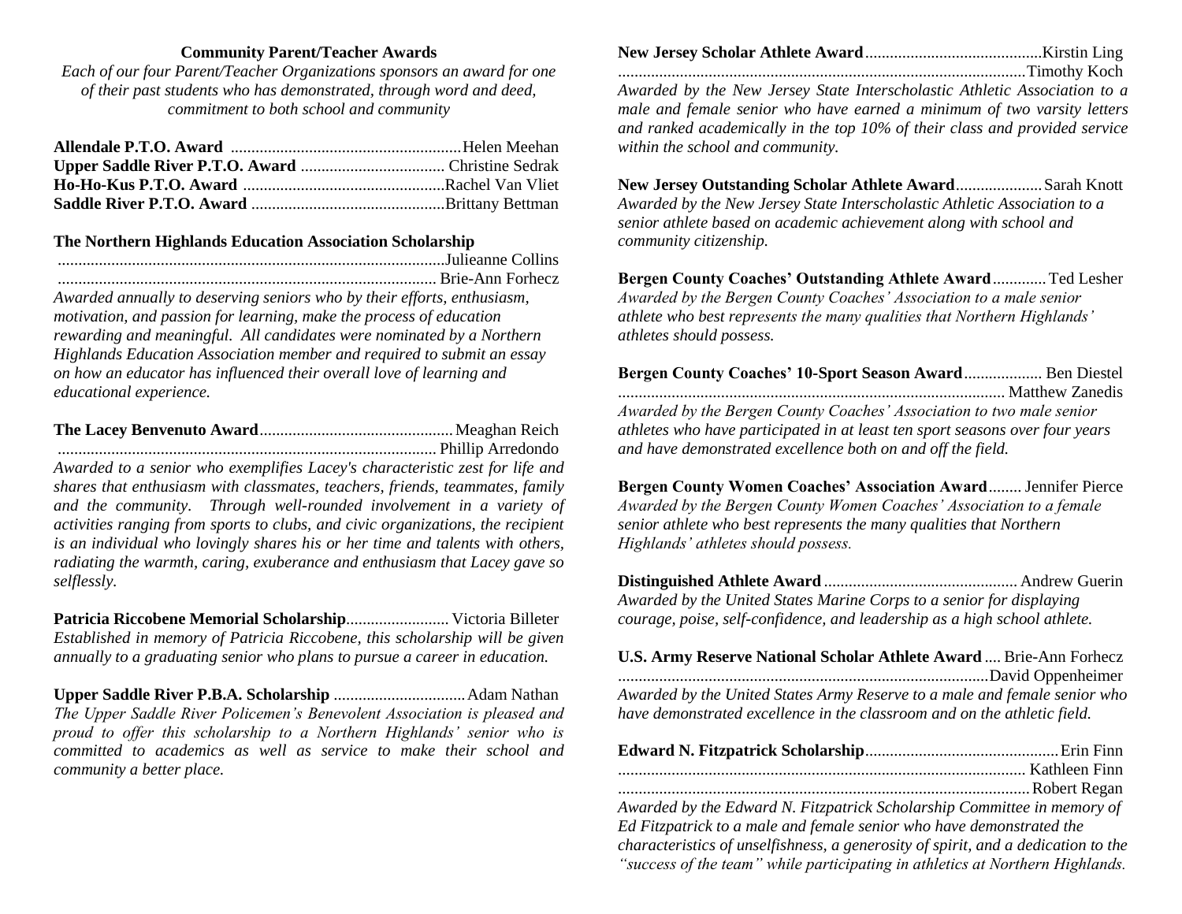**Community Parent/Teacher Awards**

*Each of our four Parent/Teacher Organizations sponsors an award for one of their past students who has demonstrated, through word and deed, commitment to both school and community*

**Allendale P.T.O. Award** ........................................................Helen Meehan
**Upper Saddle River P.T.O. Award** .................................. Christine Sedrak
**Ho-Ho-Kus P.T.O. Award** .................................................Rachel Van Vliet
**Saddle River P.T.O. Award** ...............................................Brittany Bettman

**The Northern Highlands Education Association Scholarship**
.............................................................................................Julieanne Collins
........................................................................................... Brie-Ann Forhecz
*Awarded annually to deserving seniors who by their efforts, enthusiasm, motivation, and passion for learning, make the process of education rewarding and meaningful. All candidates were nominated by a Northern Highlands Education Association member and required to submit an essay on how an educator has influenced their overall love of learning and educational experience.*

**The Lacey Benvenuto Award**...............................................Meaghan Reich
........................................................................................... Phillip Arredondo
*Awarded to a senior who exemplifies Lacey's characteristic zest for life and shares that enthusiasm with classmates, teachers, friends, teammates, family and the community. Through well-rounded involvement in a variety of activities ranging from sports to clubs, and civic organizations, the recipient is an individual who lovingly shares his or her time and talents with others, radiating the warmth, caring, exuberance and enthusiasm that Lacey gave so selflessly.*

**Patricia Riccobene Memorial Scholarship**......................... Victoria Billeter
*Established in memory of Patricia Riccobene, this scholarship will be given annually to a graduating senior who plans to pursue a career in education.*

**Upper Saddle River P.B.A. Scholarship** ................................Adam Nathan
*The Upper Saddle River Policemen's Benevolent Association is pleased and proud to offer this scholarship to a Northern Highlands' senior who is committed to academics as well as service to make their school and community a better place.*

**New Jersey Scholar Athlete Award**...........................................Kirstin Ling
..................................................................................................Timothy Koch
*Awarded by the New Jersey State Interscholastic Athletic Association to a male and female senior who have earned a minimum of two varsity letters and ranked academically in the top 10% of their class and provided service within the school and community.*

**New Jersey Outstanding Scholar Athlete Award**..................... Sarah Knott
*Awarded by the New Jersey State Interscholastic Athletic Association to a senior athlete based on academic achievement along with school and community citizenship.*

**Bergen County Coaches' Outstanding Athlete Award**............. Ted Lesher
*Awarded by the Bergen County Coaches' Association to a male senior athlete who best represents the many qualities that Northern Highlands' athletes should possess.*

**Bergen County Coaches' 10-Sport Season Award**................... Ben Diestel
............................................................................................. Matthew Zanedis
*Awarded by the Bergen County Coaches' Association to two male senior athletes who have participated in at least ten sport seasons over four years and have demonstrated excellence both on and off the field.*

**Bergen County Women Coaches' Association Award**........ Jennifer Pierce
*Awarded by the Bergen County Women Coaches' Association to a female senior athlete who best represents the many qualities that Northern Highlands' athletes should possess.*

**Distinguished Athlete Award** ............................................... Andrew Guerin
*Awarded by the United States Marine Corps to a senior for displaying courage, poise, self-confidence, and leadership as a high school athlete.*

**U.S. Army Reserve National Scholar Athlete Award** .... Brie-Ann Forhecz
.........................................................................................David Oppenheimer
*Awarded by the United States Army Reserve to a male and female senior who have demonstrated excellence in the classroom and on the athletic field.*

**Edward N. Fitzpatrick Scholarship**...............................................Erin Finn
.................................................................................................. Kathleen Finn
...................................................................................................Robert Regan
*Awarded by the Edward N. Fitzpatrick Scholarship Committee in memory of Ed Fitzpatrick to a male and female senior who have demonstrated the characteristics of unselfishness, a generosity of spirit, and a dedication to the "success of the team" while participating in athletics at Northern Highlands.*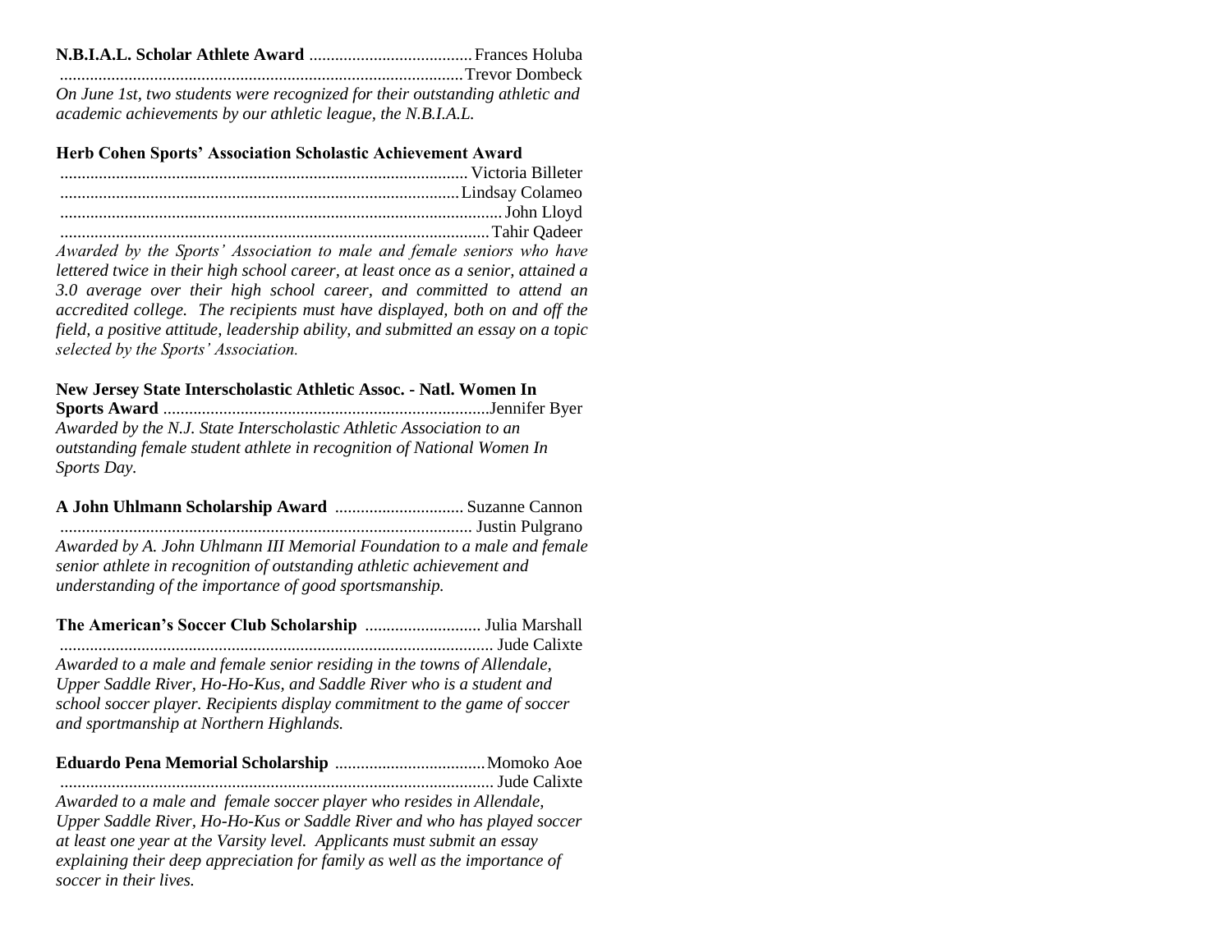**N.B.I.A.L. Scholar Athlete Award** ...................................... Frances Holuba
............................................................................................. Trevor Dombeck

*On June 1st, two students were recognized for their outstanding athletic and academic achievements by our athletic league, the N.B.I.A.L.*

**Herb Cohen Sports' Association Scholastic Achievement Award**
............................................................................................. Victoria Billeter
........................................................................................... Lindsay Colameo
...................................................................................................... John Lloyd
................................................................................................... Tahir Qadeer

*Awarded by the Sports' Association to male and female seniors who have lettered twice in their high school career, at least once as a senior, attained a 3.0 average over their high school career, and committed to attend an accredited college. The recipients must have displayed, both on and off the field, a positive attitude, leadership ability, and submitted an essay on a topic selected by the Sports' Association.*

**New Jersey State Interscholastic Athletic Assoc. - Natl. Women In Sports Award** ........................................................................... Jennifer Byer

*Awarded by the N.J. State Interscholastic Athletic Association to an outstanding female student athlete in recognition of National Women In Sports Day.*

**A John Uhlmann Scholarship Award** .............................. Suzanne Cannon
............................................................................................... Justin Pulgrano

*Awarded by A. John Uhlmann III Memorial Foundation to a male and female senior athlete in recognition of outstanding athletic achievement and understanding of the importance of good sportsmanship.*

**The American's Soccer Club Scholarship** ........................... Julia Marshall
.................................................................................................... Jude Calixte

*Awarded to a male and female senior residing in the towns of Allendale, Upper Saddle River, Ho-Ho-Kus, and Saddle River who is a student and school soccer player. Recipients display commitment to the game of soccer and sportmanship at Northern Highlands.*

**Eduardo Pena Memorial Scholarship** ................................... Momoko Aoe
.................................................................................................... Jude Calixte

*Awarded to a male and female soccer player who resides in Allendale, Upper Saddle River, Ho-Ho-Kus or Saddle River and who has played soccer at least one year at the Varsity level. Applicants must submit an essay explaining their deep appreciation for family as well as the importance of soccer in their lives.*